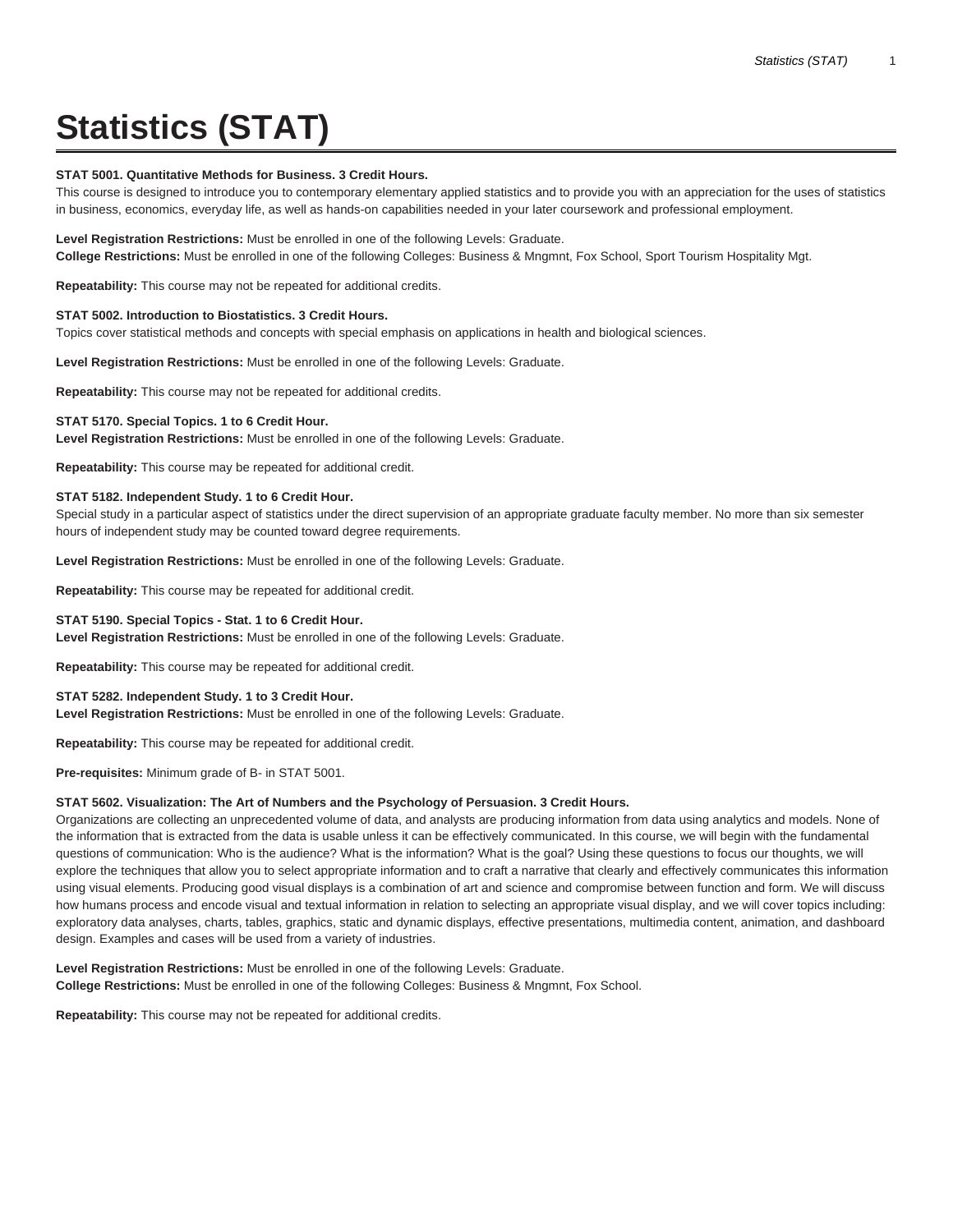# Statistics (STAT)

**STAT 5001. Quantitative Methods for Business. 3 Credit Hours.**
This course is designed to introduce you to contemporary elementary applied statistics and to provide you with an appreciation for the uses of statistics in business, economics, everyday life, as well as hands-on capabilities needed in your later coursework and professional employment.

**Level Registration Restrictions:** Must be enrolled in one of the following Levels: Graduate.
**College Restrictions:** Must be enrolled in one of the following Colleges: Business & Mngmnt, Fox School, Sport Tourism Hospitality Mgt.

**Repeatability:** This course may not be repeated for additional credits.

**STAT 5002. Introduction to Biostatistics. 3 Credit Hours.**
Topics cover statistical methods and concepts with special emphasis on applications in health and biological sciences.

**Level Registration Restrictions:** Must be enrolled in one of the following Levels: Graduate.

**Repeatability:** This course may not be repeated for additional credits.

**STAT 5170. Special Topics. 1 to 6 Credit Hour.**
**Level Registration Restrictions:** Must be enrolled in one of the following Levels: Graduate.

**Repeatability:** This course may be repeated for additional credit.

**STAT 5182. Independent Study. 1 to 6 Credit Hour.**
Special study in a particular aspect of statistics under the direct supervision of an appropriate graduate faculty member. No more than six semester hours of independent study may be counted toward degree requirements.

**Level Registration Restrictions:** Must be enrolled in one of the following Levels: Graduate.

**Repeatability:** This course may be repeated for additional credit.

**STAT 5190. Special Topics - Stat. 1 to 6 Credit Hour.**
**Level Registration Restrictions:** Must be enrolled in one of the following Levels: Graduate.

**Repeatability:** This course may be repeated for additional credit.

**STAT 5282. Independent Study. 1 to 3 Credit Hour.**
**Level Registration Restrictions:** Must be enrolled in one of the following Levels: Graduate.

**Repeatability:** This course may be repeated for additional credit.

**Pre-requisites:** Minimum grade of B- in STAT 5001.

**STAT 5602. Visualization: The Art of Numbers and the Psychology of Persuasion. 3 Credit Hours.**
Organizations are collecting an unprecedented volume of data, and analysts are producing information from data using analytics and models. None of the information that is extracted from the data is usable unless it can be effectively communicated. In this course, we will begin with the fundamental questions of communication: Who is the audience? What is the information? What is the goal? Using these questions to focus our thoughts, we will explore the techniques that allow you to select appropriate information and to craft a narrative that clearly and effectively communicates this information using visual elements. Producing good visual displays is a combination of art and science and compromise between function and form. We will discuss how humans process and encode visual and textual information in relation to selecting an appropriate visual display, and we will cover topics including: exploratory data analyses, charts, tables, graphics, static and dynamic displays, effective presentations, multimedia content, animation, and dashboard design. Examples and cases will be used from a variety of industries.

**Level Registration Restrictions:** Must be enrolled in one of the following Levels: Graduate.
**College Restrictions:** Must be enrolled in one of the following Colleges: Business & Mngmnt, Fox School.

**Repeatability:** This course may not be repeated for additional credits.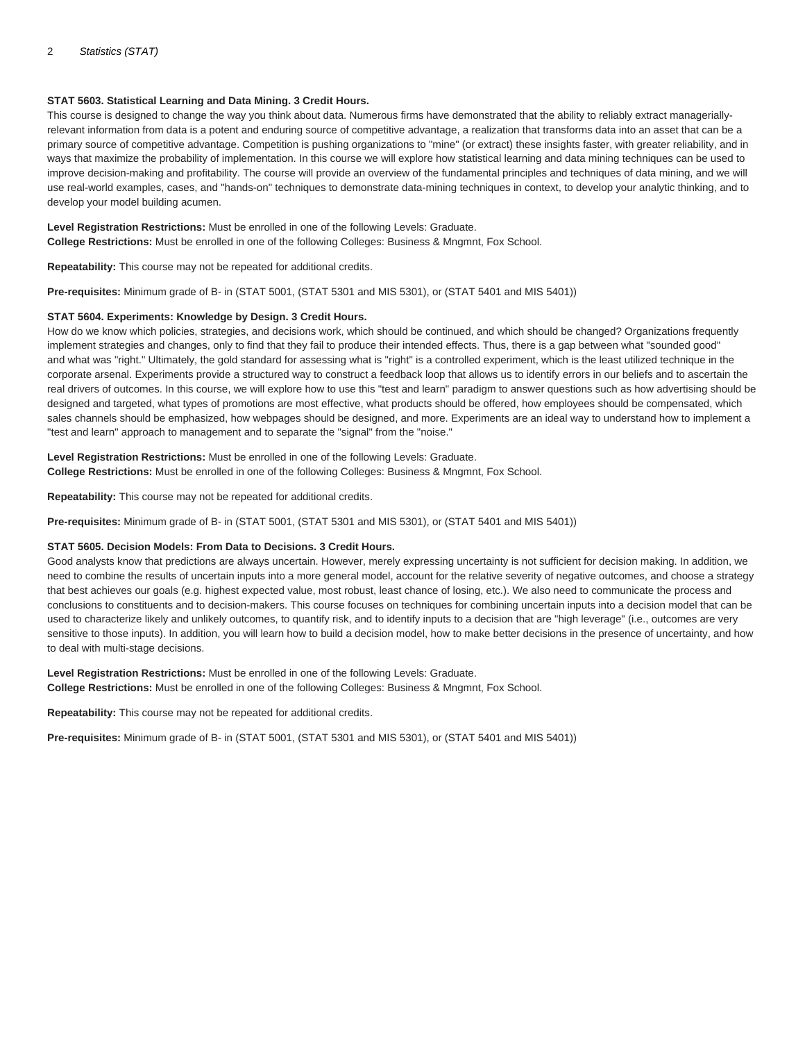**STAT 5603. Statistical Learning and Data Mining. 3 Credit Hours.**

This course is designed to change the way you think about data. Numerous firms have demonstrated that the ability to reliably extract managerially-relevant information from data is a potent and enduring source of competitive advantage, a realization that transforms data into an asset that can be a primary source of competitive advantage. Competition is pushing organizations to "mine" (or extract) these insights faster, with greater reliability, and in ways that maximize the probability of implementation. In this course we will explore how statistical learning and data mining techniques can be used to improve decision-making and profitability. The course will provide an overview of the fundamental principles and techniques of data mining, and we will use real-world examples, cases, and "hands-on" techniques to demonstrate data-mining techniques in context, to develop your analytic thinking, and to develop your model building acumen.

**Level Registration Restrictions:** Must be enrolled in one of the following Levels: Graduate.
**College Restrictions:** Must be enrolled in one of the following Colleges: Business & Mngmnt, Fox School.

**Repeatability:** This course may not be repeated for additional credits.

**Pre-requisites:** Minimum grade of B- in (STAT 5001, (STAT 5301 and MIS 5301), or (STAT 5401 and MIS 5401))

**STAT 5604. Experiments: Knowledge by Design. 3 Credit Hours.**

How do we know which policies, strategies, and decisions work, which should be continued, and which should be changed? Organizations frequently implement strategies and changes, only to find that they fail to produce their intended effects. Thus, there is a gap between what "sounded good" and what was "right." Ultimately, the gold standard for assessing what is "right" is a controlled experiment, which is the least utilized technique in the corporate arsenal. Experiments provide a structured way to construct a feedback loop that allows us to identify errors in our beliefs and to ascertain the real drivers of outcomes. In this course, we will explore how to use this "test and learn" paradigm to answer questions such as how advertising should be designed and targeted, what types of promotions are most effective, what products should be offered, how employees should be compensated, which sales channels should be emphasized, how webpages should be designed, and more. Experiments are an ideal way to understand how to implement a "test and learn" approach to management and to separate the "signal" from the "noise."

**Level Registration Restrictions:** Must be enrolled in one of the following Levels: Graduate.
**College Restrictions:** Must be enrolled in one of the following Colleges: Business & Mngmnt, Fox School.

**Repeatability:** This course may not be repeated for additional credits.

**Pre-requisites:** Minimum grade of B- in (STAT 5001, (STAT 5301 and MIS 5301), or (STAT 5401 and MIS 5401))

**STAT 5605. Decision Models: From Data to Decisions. 3 Credit Hours.**

Good analysts know that predictions are always uncertain. However, merely expressing uncertainty is not sufficient for decision making. In addition, we need to combine the results of uncertain inputs into a more general model, account for the relative severity of negative outcomes, and choose a strategy that best achieves our goals (e.g. highest expected value, most robust, least chance of losing, etc.). We also need to communicate the process and conclusions to constituents and to decision-makers. This course focuses on techniques for combining uncertain inputs into a decision model that can be used to characterize likely and unlikely outcomes, to quantify risk, and to identify inputs to a decision that are "high leverage" (i.e., outcomes are very sensitive to those inputs). In addition, you will learn how to build a decision model, how to make better decisions in the presence of uncertainty, and how to deal with multi-stage decisions.

**Level Registration Restrictions:** Must be enrolled in one of the following Levels: Graduate.
**College Restrictions:** Must be enrolled in one of the following Colleges: Business & Mngmnt, Fox School.

**Repeatability:** This course may not be repeated for additional credits.

**Pre-requisites:** Minimum grade of B- in (STAT 5001, (STAT 5301 and MIS 5301), or (STAT 5401 and MIS 5401))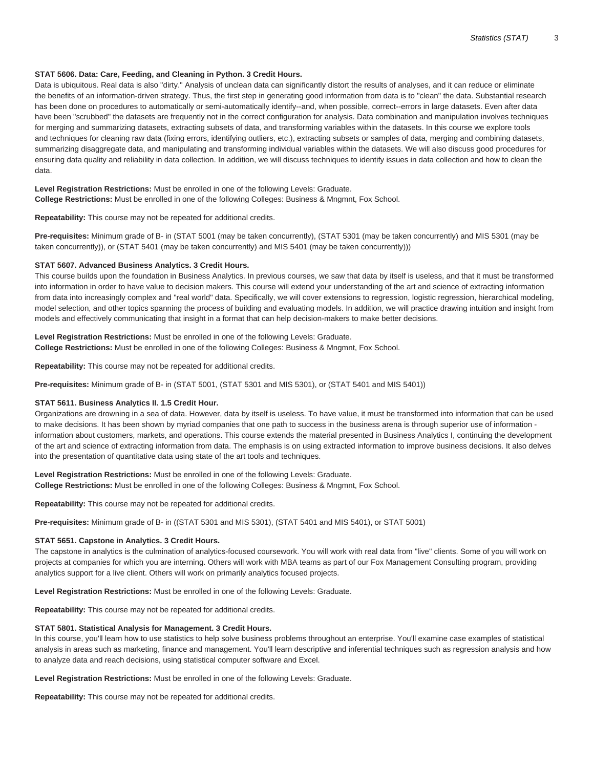**STAT 5606. Data: Care, Feeding, and Cleaning in Python. 3 Credit Hours.**

Data is ubiquitous. Real data is also "dirty." Analysis of unclean data can significantly distort the results of analyses, and it can reduce or eliminate the benefits of an information-driven strategy. Thus, the first step in generating good information from data is to "clean" the data. Substantial research has been done on procedures to automatically or semi-automatically identify--and, when possible, correct--errors in large datasets. Even after data have been "scrubbed" the datasets are frequently not in the correct configuration for analysis. Data combination and manipulation involves techniques for merging and summarizing datasets, extracting subsets of data, and transforming variables within the datasets. In this course we explore tools and techniques for cleaning raw data (fixing errors, identifying outliers, etc.), extracting subsets or samples of data, merging and combining datasets, summarizing disaggregate data, and manipulating and transforming individual variables within the datasets. We will also discuss good procedures for ensuring data quality and reliability in data collection. In addition, we will discuss techniques to identify issues in data collection and how to clean the data.

**Level Registration Restrictions:** Must be enrolled in one of the following Levels: Graduate.
**College Restrictions:** Must be enrolled in one of the following Colleges: Business & Mngmnt, Fox School.

**Repeatability:** This course may not be repeated for additional credits.

**Pre-requisites:** Minimum grade of B- in (STAT 5001 (may be taken concurrently), (STAT 5301 (may be taken concurrently) and MIS 5301 (may be taken concurrently)), or (STAT 5401 (may be taken concurrently) and MIS 5401 (may be taken concurrently)))

**STAT 5607. Advanced Business Analytics. 3 Credit Hours.**

This course builds upon the foundation in Business Analytics. In previous courses, we saw that data by itself is useless, and that it must be transformed into information in order to have value to decision makers. This course will extend your understanding of the art and science of extracting information from data into increasingly complex and "real world" data. Specifically, we will cover extensions to regression, logistic regression, hierarchical modeling, model selection, and other topics spanning the process of building and evaluating models. In addition, we will practice drawing intuition and insight from models and effectively communicating that insight in a format that can help decision-makers to make better decisions.

**Level Registration Restrictions:** Must be enrolled in one of the following Levels: Graduate.
**College Restrictions:** Must be enrolled in one of the following Colleges: Business & Mngmnt, Fox School.

**Repeatability:** This course may not be repeated for additional credits.

**Pre-requisites:** Minimum grade of B- in (STAT 5001, (STAT 5301 and MIS 5301), or (STAT 5401 and MIS 5401))

**STAT 5611. Business Analytics II. 1.5 Credit Hour.**

Organizations are drowning in a sea of data. However, data by itself is useless. To have value, it must be transformed into information that can be used to make decisions. It has been shown by myriad companies that one path to success in the business arena is through superior use of information - information about customers, markets, and operations. This course extends the material presented in Business Analytics I, continuing the development of the art and science of extracting information from data. The emphasis is on using extracted information to improve business decisions. It also delves into the presentation of quantitative data using state of the art tools and techniques.

**Level Registration Restrictions:** Must be enrolled in one of the following Levels: Graduate.
**College Restrictions:** Must be enrolled in one of the following Colleges: Business & Mngmnt, Fox School.

**Repeatability:** This course may not be repeated for additional credits.

**Pre-requisites:** Minimum grade of B- in ((STAT 5301 and MIS 5301), (STAT 5401 and MIS 5401), or STAT 5001)

**STAT 5651. Capstone in Analytics. 3 Credit Hours.**

The capstone in analytics is the culmination of analytics-focused coursework. You will work with real data from "live" clients. Some of you will work on projects at companies for which you are interning. Others will work with MBA teams as part of our Fox Management Consulting program, providing analytics support for a live client. Others will work on primarily analytics focused projects.

**Level Registration Restrictions:** Must be enrolled in one of the following Levels: Graduate.

**Repeatability:** This course may not be repeated for additional credits.

**STAT 5801. Statistical Analysis for Management. 3 Credit Hours.**

In this course, you'll learn how to use statistics to help solve business problems throughout an enterprise. You'll examine case examples of statistical analysis in areas such as marketing, finance and management. You'll learn descriptive and inferential techniques such as regression analysis and how to analyze data and reach decisions, using statistical computer software and Excel.

**Level Registration Restrictions:** Must be enrolled in one of the following Levels: Graduate.

**Repeatability:** This course may not be repeated for additional credits.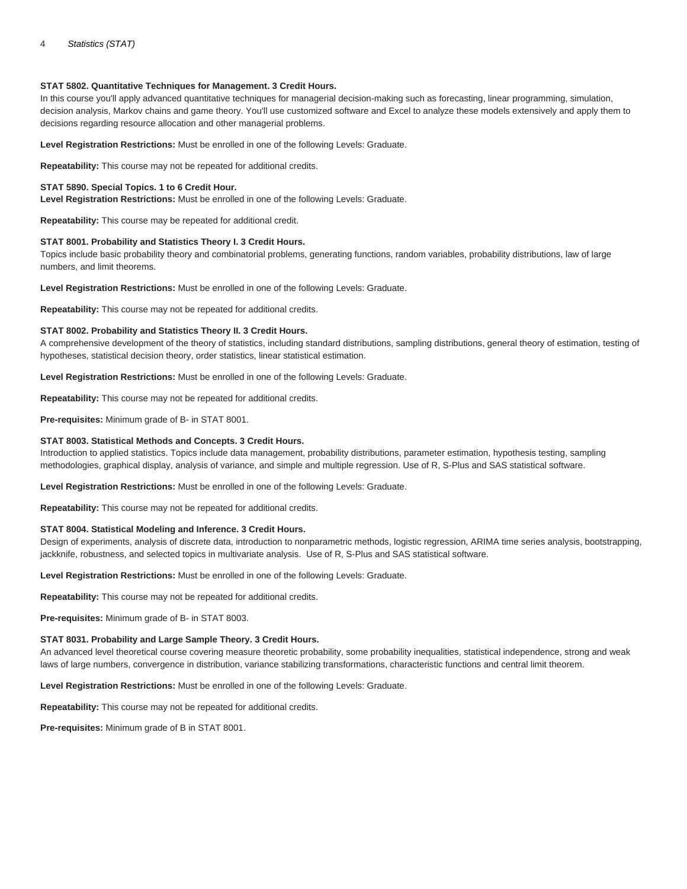**STAT 5802. Quantitative Techniques for Management. 3 Credit Hours.**
In this course you'll apply advanced quantitative techniques for managerial decision-making such as forecasting, linear programming, simulation, decision analysis, Markov chains and game theory. You'll use customized software and Excel to analyze these models extensively and apply them to decisions regarding resource allocation and other managerial problems.

**Level Registration Restrictions:** Must be enrolled in one of the following Levels: Graduate.

**Repeatability:** This course may not be repeated for additional credits.

**STAT 5890. Special Topics. 1 to 6 Credit Hour.**
**Level Registration Restrictions:** Must be enrolled in one of the following Levels: Graduate.

**Repeatability:** This course may be repeated for additional credit.

**STAT 8001. Probability and Statistics Theory I. 3 Credit Hours.**
Topics include basic probability theory and combinatorial problems, generating functions, random variables, probability distributions, law of large numbers, and limit theorems.

**Level Registration Restrictions:** Must be enrolled in one of the following Levels: Graduate.

**Repeatability:** This course may not be repeated for additional credits.

**STAT 8002. Probability and Statistics Theory II. 3 Credit Hours.**
A comprehensive development of the theory of statistics, including standard distributions, sampling distributions, general theory of estimation, testing of hypotheses, statistical decision theory, order statistics, linear statistical estimation.

**Level Registration Restrictions:** Must be enrolled in one of the following Levels: Graduate.

**Repeatability:** This course may not be repeated for additional credits.

**Pre-requisites:** Minimum grade of B- in STAT 8001.

**STAT 8003. Statistical Methods and Concepts. 3 Credit Hours.**
Introduction to applied statistics. Topics include data management, probability distributions, parameter estimation, hypothesis testing, sampling methodologies, graphical display, analysis of variance, and simple and multiple regression. Use of R, S-Plus and SAS statistical software.

**Level Registration Restrictions:** Must be enrolled in one of the following Levels: Graduate.

**Repeatability:** This course may not be repeated for additional credits.

**STAT 8004. Statistical Modeling and Inference. 3 Credit Hours.**
Design of experiments, analysis of discrete data, introduction to nonparametric methods, logistic regression, ARIMA time series analysis, bootstrapping, jackknife, robustness, and selected topics in multivariate analysis. Use of R, S-Plus and SAS statistical software.

**Level Registration Restrictions:** Must be enrolled in one of the following Levels: Graduate.

**Repeatability:** This course may not be repeated for additional credits.

**Pre-requisites:** Minimum grade of B- in STAT 8003.

**STAT 8031. Probability and Large Sample Theory. 3 Credit Hours.**
An advanced level theoretical course covering measure theoretic probability, some probability inequalities, statistical independence, strong and weak laws of large numbers, convergence in distribution, variance stabilizing transformations, characteristic functions and central limit theorem.

**Level Registration Restrictions:** Must be enrolled in one of the following Levels: Graduate.

**Repeatability:** This course may not be repeated for additional credits.

**Pre-requisites:** Minimum grade of B in STAT 8001.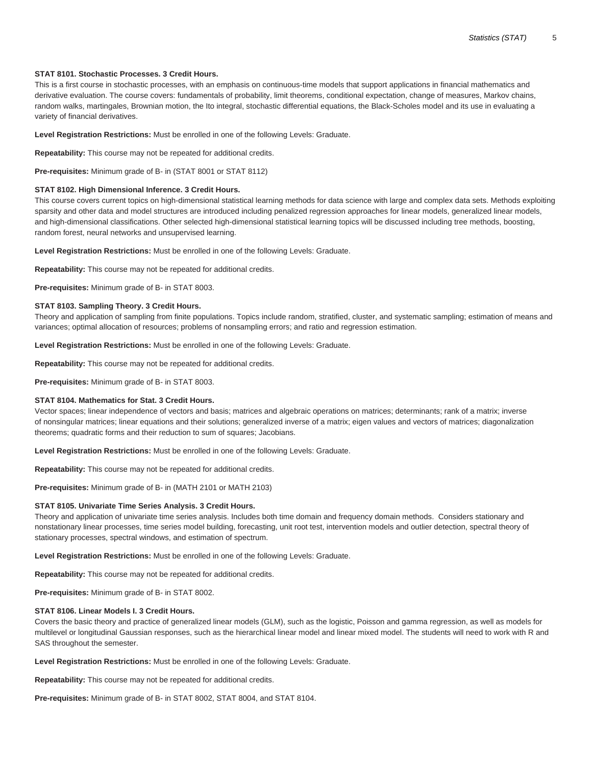**STAT 8101. Stochastic Processes. 3 Credit Hours.**

This is a first course in stochastic processes, with an emphasis on continuous-time models that support applications in financial mathematics and derivative evaluation. The course covers: fundamentals of probability, limit theorems, conditional expectation, change of measures, Markov chains, random walks, martingales, Brownian motion, the Ito integral, stochastic differential equations, the Black-Scholes model and its use in evaluating a variety of financial derivatives.

**Level Registration Restrictions:** Must be enrolled in one of the following Levels: Graduate.

**Repeatability:** This course may not be repeated for additional credits.

**Pre-requisites:** Minimum grade of B- in (STAT 8001 or STAT 8112)

**STAT 8102. High Dimensional Inference. 3 Credit Hours.**

This course covers current topics on high-dimensional statistical learning methods for data science with large and complex data sets. Methods exploiting sparsity and other data and model structures are introduced including penalized regression approaches for linear models, generalized linear models, and high-dimensional classifications. Other selected high-dimensional statistical learning topics will be discussed including tree methods, boosting, random forest, neural networks and unsupervised learning.

**Level Registration Restrictions:** Must be enrolled in one of the following Levels: Graduate.

**Repeatability:** This course may not be repeated for additional credits.

**Pre-requisites:** Minimum grade of B- in STAT 8003.

**STAT 8103. Sampling Theory. 3 Credit Hours.**

Theory and application of sampling from finite populations. Topics include random, stratified, cluster, and systematic sampling; estimation of means and variances; optimal allocation of resources; problems of nonsampling errors; and ratio and regression estimation.

**Level Registration Restrictions:** Must be enrolled in one of the following Levels: Graduate.

**Repeatability:** This course may not be repeated for additional credits.

**Pre-requisites:** Minimum grade of B- in STAT 8003.

**STAT 8104. Mathematics for Stat. 3 Credit Hours.**

Vector spaces; linear independence of vectors and basis; matrices and algebraic operations on matrices; determinants; rank of a matrix; inverse of nonsingular matrices; linear equations and their solutions; generalized inverse of a matrix; eigen values and vectors of matrices; diagonalization theorems; quadratic forms and their reduction to sum of squares; Jacobians.

**Level Registration Restrictions:** Must be enrolled in one of the following Levels: Graduate.

**Repeatability:** This course may not be repeated for additional credits.

**Pre-requisites:** Minimum grade of B- in (MATH 2101 or MATH 2103)

**STAT 8105. Univariate Time Series Analysis. 3 Credit Hours.**

Theory and application of univariate time series analysis. Includes both time domain and frequency domain methods. Considers stationary and nonstationary linear processes, time series model building, forecasting, unit root test, intervention models and outlier detection, spectral theory of stationary processes, spectral windows, and estimation of spectrum.

**Level Registration Restrictions:** Must be enrolled in one of the following Levels: Graduate.

**Repeatability:** This course may not be repeated for additional credits.

**Pre-requisites:** Minimum grade of B- in STAT 8002.

**STAT 8106. Linear Models I. 3 Credit Hours.**

Covers the basic theory and practice of generalized linear models (GLM), such as the logistic, Poisson and gamma regression, as well as models for multilevel or longitudinal Gaussian responses, such as the hierarchical linear model and linear mixed model. The students will need to work with R and SAS throughout the semester.

**Level Registration Restrictions:** Must be enrolled in one of the following Levels: Graduate.

**Repeatability:** This course may not be repeated for additional credits.

**Pre-requisites:** Minimum grade of B- in STAT 8002, STAT 8004, and STAT 8104.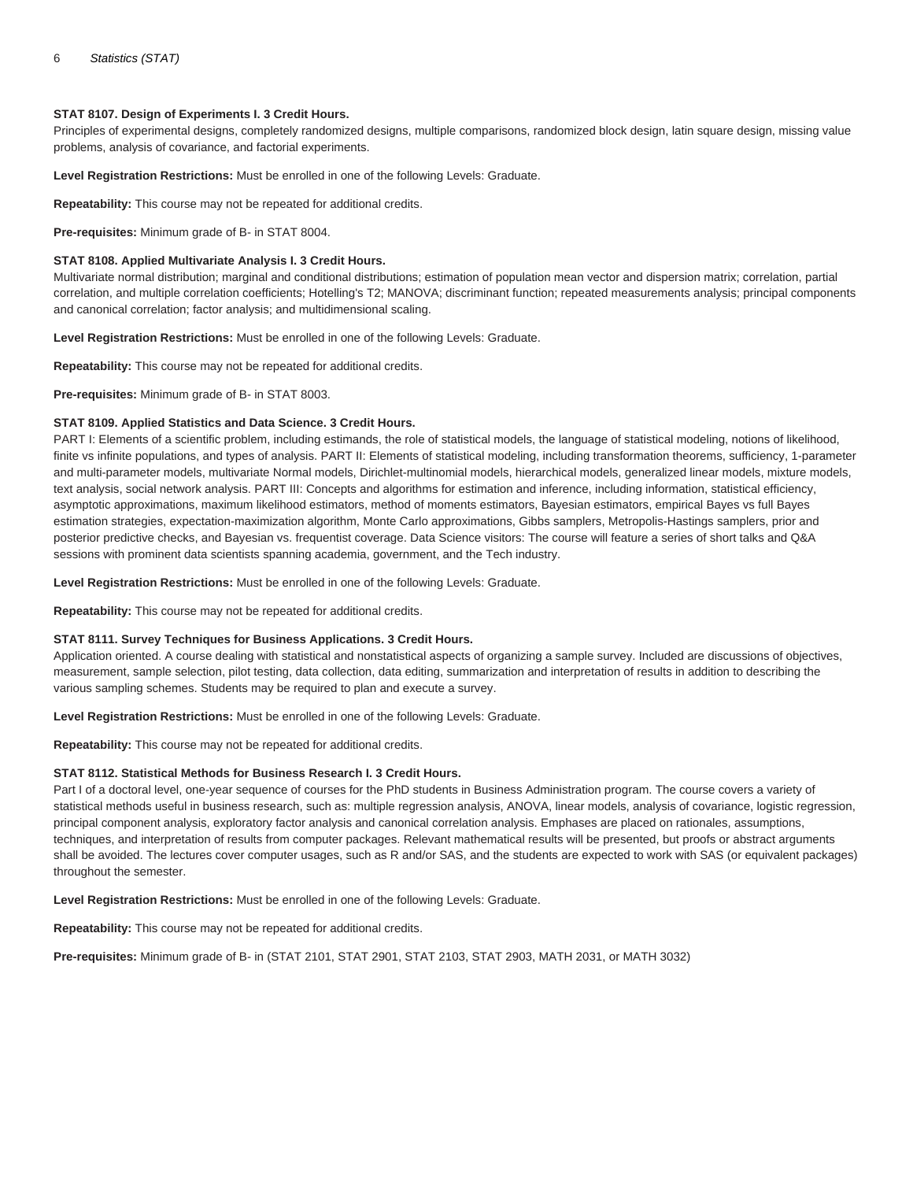**STAT 8107. Design of Experiments I. 3 Credit Hours.**
Principles of experimental designs, completely randomized designs, multiple comparisons, randomized block design, latin square design, missing value problems, analysis of covariance, and factorial experiments.

**Level Registration Restrictions:** Must be enrolled in one of the following Levels: Graduate.

**Repeatability:** This course may not be repeated for additional credits.

**Pre-requisites:** Minimum grade of B- in STAT 8004.

**STAT 8108. Applied Multivariate Analysis I. 3 Credit Hours.**
Multivariate normal distribution; marginal and conditional distributions; estimation of population mean vector and dispersion matrix; correlation, partial correlation, and multiple correlation coefficients; Hotelling's T2; MANOVA; discriminant function; repeated measurements analysis; principal components and canonical correlation; factor analysis; and multidimensional scaling.

**Level Registration Restrictions:** Must be enrolled in one of the following Levels: Graduate.

**Repeatability:** This course may not be repeated for additional credits.

**Pre-requisites:** Minimum grade of B- in STAT 8003.

**STAT 8109. Applied Statistics and Data Science. 3 Credit Hours.**
PART I: Elements of a scientific problem, including estimands, the role of statistical models, the language of statistical modeling, notions of likelihood, finite vs infinite populations, and types of analysis. PART II: Elements of statistical modeling, including transformation theorems, sufficiency, 1-parameter and multi-parameter models, multivariate Normal models, Dirichlet-multinomial models, hierarchical models, generalized linear models, mixture models, text analysis, social network analysis. PART III: Concepts and algorithms for estimation and inference, including information, statistical efficiency, asymptotic approximations, maximum likelihood estimators, method of moments estimators, Bayesian estimators, empirical Bayes vs full Bayes estimation strategies, expectation-maximization algorithm, Monte Carlo approximations, Gibbs samplers, Metropolis-Hastings samplers, prior and posterior predictive checks, and Bayesian vs. frequentist coverage. Data Science visitors: The course will feature a series of short talks and Q&A sessions with prominent data scientists spanning academia, government, and the Tech industry.

**Level Registration Restrictions:** Must be enrolled in one of the following Levels: Graduate.

**Repeatability:** This course may not be repeated for additional credits.

**STAT 8111. Survey Techniques for Business Applications. 3 Credit Hours.**
Application oriented. A course dealing with statistical and nonstatistical aspects of organizing a sample survey. Included are discussions of objectives, measurement, sample selection, pilot testing, data collection, data editing, summarization and interpretation of results in addition to describing the various sampling schemes. Students may be required to plan and execute a survey.

**Level Registration Restrictions:** Must be enrolled in one of the following Levels: Graduate.

**Repeatability:** This course may not be repeated for additional credits.

**STAT 8112. Statistical Methods for Business Research I. 3 Credit Hours.**
Part I of a doctoral level, one-year sequence of courses for the PhD students in Business Administration program. The course covers a variety of statistical methods useful in business research, such as: multiple regression analysis, ANOVA, linear models, analysis of covariance, logistic regression, principal component analysis, exploratory factor analysis and canonical correlation analysis. Emphases are placed on rationales, assumptions, techniques, and interpretation of results from computer packages. Relevant mathematical results will be presented, but proofs or abstract arguments shall be avoided. The lectures cover computer usages, such as R and/or SAS, and the students are expected to work with SAS (or equivalent packages) throughout the semester.

**Level Registration Restrictions:** Must be enrolled in one of the following Levels: Graduate.

**Repeatability:** This course may not be repeated for additional credits.

**Pre-requisites:** Minimum grade of B- in (STAT 2101, STAT 2901, STAT 2103, STAT 2903, MATH 2031, or MATH 3032)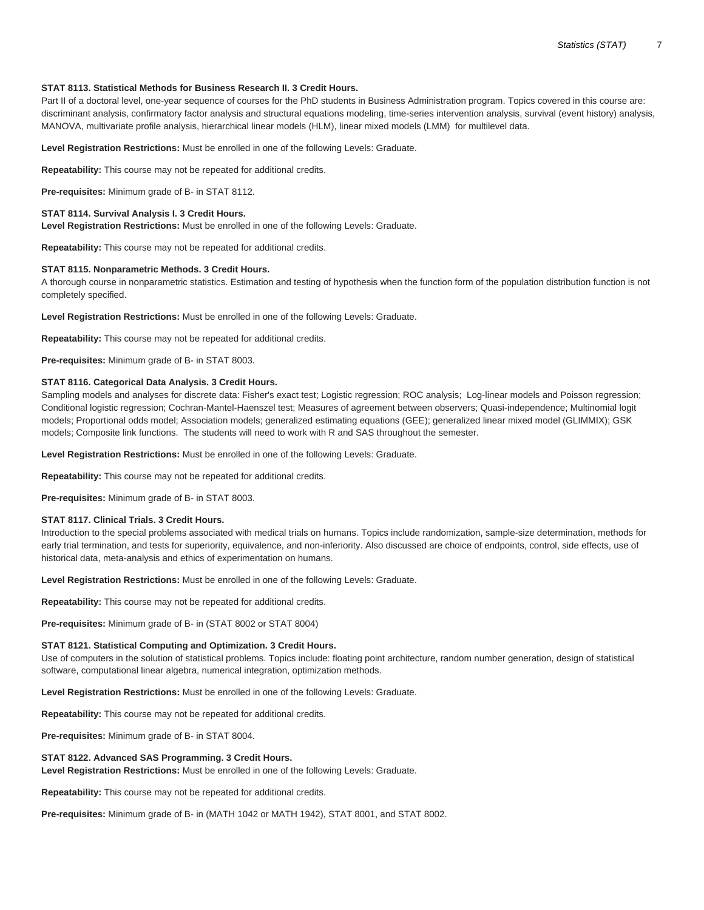**STAT 8113. Statistical Methods for Business Research II. 3 Credit Hours.**
Part II of a doctoral level, one-year sequence of courses for the PhD students in Business Administration program. Topics covered in this course are: discriminant analysis, confirmatory factor analysis and structural equations modeling, time-series intervention analysis, survival (event history) analysis, MANOVA, multivariate profile analysis, hierarchical linear models (HLM), linear mixed models (LMM) for multilevel data.

**Level Registration Restrictions:** Must be enrolled in one of the following Levels: Graduate.

**Repeatability:** This course may not be repeated for additional credits.

**Pre-requisites:** Minimum grade of B- in STAT 8112.

**STAT 8114. Survival Analysis I. 3 Credit Hours.**
**Level Registration Restrictions:** Must be enrolled in one of the following Levels: Graduate.

**Repeatability:** This course may not be repeated for additional credits.

**STAT 8115. Nonparametric Methods. 3 Credit Hours.**
A thorough course in nonparametric statistics. Estimation and testing of hypothesis when the function form of the population distribution function is not completely specified.

**Level Registration Restrictions:** Must be enrolled in one of the following Levels: Graduate.

**Repeatability:** This course may not be repeated for additional credits.

**Pre-requisites:** Minimum grade of B- in STAT 8003.

**STAT 8116. Categorical Data Analysis. 3 Credit Hours.**
Sampling models and analyses for discrete data: Fisher's exact test; Logistic regression; ROC analysis; Log-linear models and Poisson regression; Conditional logistic regression; Cochran-Mantel-Haenszel test; Measures of agreement between observers; Quasi-independence; Multinomial logit models; Proportional odds model; Association models; generalized estimating equations (GEE); generalized linear mixed model (GLIMMIX); GSK models; Composite link functions. The students will need to work with R and SAS throughout the semester.

**Level Registration Restrictions:** Must be enrolled in one of the following Levels: Graduate.

**Repeatability:** This course may not be repeated for additional credits.

**Pre-requisites:** Minimum grade of B- in STAT 8003.

**STAT 8117. Clinical Trials. 3 Credit Hours.**
Introduction to the special problems associated with medical trials on humans. Topics include randomization, sample-size determination, methods for early trial termination, and tests for superiority, equivalence, and non-inferiority. Also discussed are choice of endpoints, control, side effects, use of historical data, meta-analysis and ethics of experimentation on humans.

**Level Registration Restrictions:** Must be enrolled in one of the following Levels: Graduate.

**Repeatability:** This course may not be repeated for additional credits.

**Pre-requisites:** Minimum grade of B- in (STAT 8002 or STAT 8004)

**STAT 8121. Statistical Computing and Optimization. 3 Credit Hours.**
Use of computers in the solution of statistical problems. Topics include: floating point architecture, random number generation, design of statistical software, computational linear algebra, numerical integration, optimization methods.

**Level Registration Restrictions:** Must be enrolled in one of the following Levels: Graduate.

**Repeatability:** This course may not be repeated for additional credits.

**Pre-requisites:** Minimum grade of B- in STAT 8004.

**STAT 8122. Advanced SAS Programming. 3 Credit Hours.**
**Level Registration Restrictions:** Must be enrolled in one of the following Levels: Graduate.

**Repeatability:** This course may not be repeated for additional credits.

**Pre-requisites:** Minimum grade of B- in (MATH 1042 or MATH 1942), STAT 8001, and STAT 8002.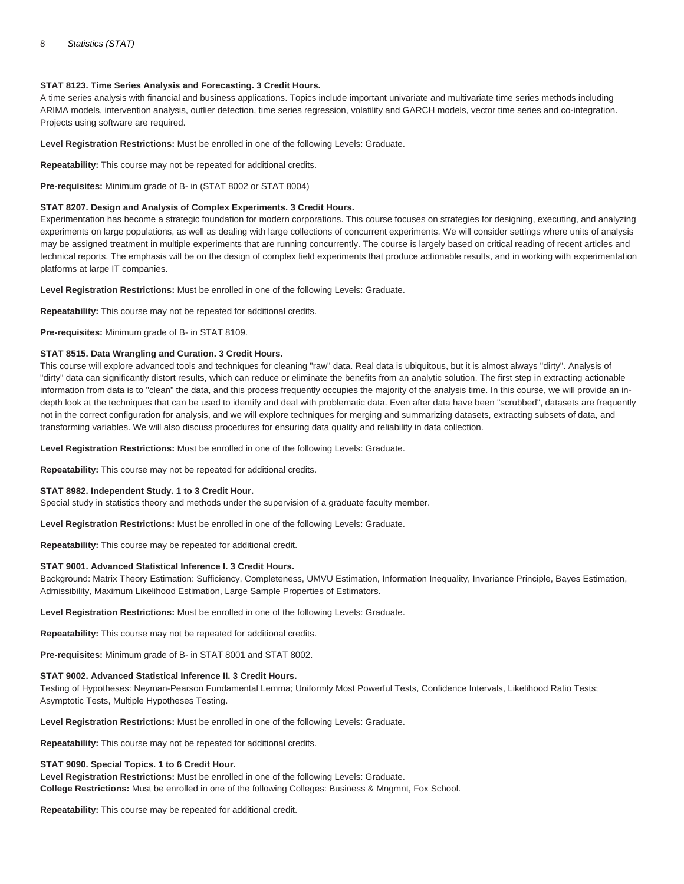**STAT 8123. Time Series Analysis and Forecasting. 3 Credit Hours.**
A time series analysis with financial and business applications. Topics include important univariate and multivariate time series methods including ARIMA models, intervention analysis, outlier detection, time series regression, volatility and GARCH models, vector time series and co-integration. Projects using software are required.

**Level Registration Restrictions:** Must be enrolled in one of the following Levels: Graduate.

**Repeatability:** This course may not be repeated for additional credits.

**Pre-requisites:** Minimum grade of B- in (STAT 8002 or STAT 8004)

**STAT 8207. Design and Analysis of Complex Experiments. 3 Credit Hours.**
Experimentation has become a strategic foundation for modern corporations. This course focuses on strategies for designing, executing, and analyzing experiments on large populations, as well as dealing with large collections of concurrent experiments. We will consider settings where units of analysis may be assigned treatment in multiple experiments that are running concurrently. The course is largely based on critical reading of recent articles and technical reports. The emphasis will be on the design of complex field experiments that produce actionable results, and in working with experimentation platforms at large IT companies.

**Level Registration Restrictions:** Must be enrolled in one of the following Levels: Graduate.

**Repeatability:** This course may not be repeated for additional credits.

**Pre-requisites:** Minimum grade of B- in STAT 8109.

**STAT 8515. Data Wrangling and Curation. 3 Credit Hours.**
This course will explore advanced tools and techniques for cleaning "raw" data. Real data is ubiquitous, but it is almost always "dirty". Analysis of "dirty" data can significantly distort results, which can reduce or eliminate the benefits from an analytic solution. The first step in extracting actionable information from data is to "clean" the data, and this process frequently occupies the majority of the analysis time. In this course, we will provide an in-depth look at the techniques that can be used to identify and deal with problematic data. Even after data have been "scrubbed", datasets are frequently not in the correct configuration for analysis, and we will explore techniques for merging and summarizing datasets, extracting subsets of data, and transforming variables. We will also discuss procedures for ensuring data quality and reliability in data collection.

**Level Registration Restrictions:** Must be enrolled in one of the following Levels: Graduate.

**Repeatability:** This course may not be repeated for additional credits.

**STAT 8982. Independent Study. 1 to 3 Credit Hour.**
Special study in statistics theory and methods under the supervision of a graduate faculty member.

**Level Registration Restrictions:** Must be enrolled in one of the following Levels: Graduate.

**Repeatability:** This course may be repeated for additional credit.

**STAT 9001. Advanced Statistical Inference I. 3 Credit Hours.**
Background: Matrix Theory Estimation: Sufficiency, Completeness, UMVU Estimation, Information Inequality, Invariance Principle, Bayes Estimation, Admissibility, Maximum Likelihood Estimation, Large Sample Properties of Estimators.

**Level Registration Restrictions:** Must be enrolled in one of the following Levels: Graduate.

**Repeatability:** This course may not be repeated for additional credits.

**Pre-requisites:** Minimum grade of B- in STAT 8001 and STAT 8002.

**STAT 9002. Advanced Statistical Inference II. 3 Credit Hours.**
Testing of Hypotheses: Neyman-Pearson Fundamental Lemma; Uniformly Most Powerful Tests, Confidence Intervals, Likelihood Ratio Tests; Asymptotic Tests, Multiple Hypotheses Testing.

**Level Registration Restrictions:** Must be enrolled in one of the following Levels: Graduate.

**Repeatability:** This course may not be repeated for additional credits.

**STAT 9090. Special Topics. 1 to 6 Credit Hour.**
**Level Registration Restrictions:** Must be enrolled in one of the following Levels: Graduate.
**College Restrictions:** Must be enrolled in one of the following Colleges: Business & Mngmnt, Fox School.

**Repeatability:** This course may be repeated for additional credit.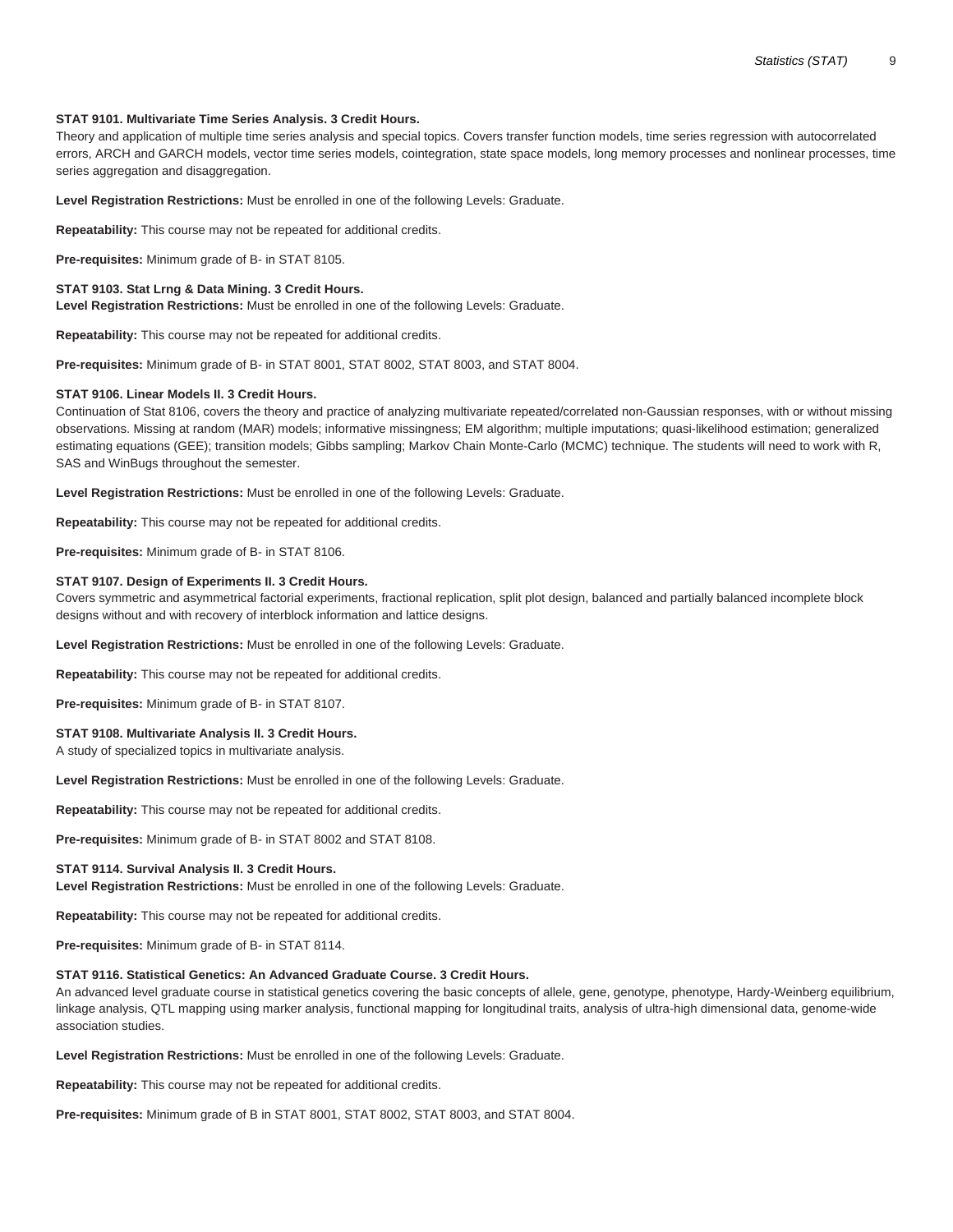**STAT 9101. Multivariate Time Series Analysis. 3 Credit Hours.**
Theory and application of multiple time series analysis and special topics. Covers transfer function models, time series regression with autocorrelated errors, ARCH and GARCH models, vector time series models, cointegration, state space models, long memory processes and nonlinear processes, time series aggregation and disaggregation.

**Level Registration Restrictions:** Must be enrolled in one of the following Levels: Graduate.

**Repeatability:** This course may not be repeated for additional credits.

**Pre-requisites:** Minimum grade of B- in STAT 8105.

**STAT 9103. Stat Lrng & Data Mining. 3 Credit Hours.**
**Level Registration Restrictions:** Must be enrolled in one of the following Levels: Graduate.

**Repeatability:** This course may not be repeated for additional credits.

**Pre-requisites:** Minimum grade of B- in STAT 8001, STAT 8002, STAT 8003, and STAT 8004.

**STAT 9106. Linear Models II. 3 Credit Hours.**
Continuation of Stat 8106, covers the theory and practice of analyzing multivariate repeated/correlated non-Gaussian responses, with or without missing observations. Missing at random (MAR) models; informative missingness; EM algorithm; multiple imputations; quasi-likelihood estimation; generalized estimating equations (GEE); transition models; Gibbs sampling; Markov Chain Monte-Carlo (MCMC) technique. The students will need to work with R, SAS and WinBugs throughout the semester.

**Level Registration Restrictions:** Must be enrolled in one of the following Levels: Graduate.

**Repeatability:** This course may not be repeated for additional credits.

**Pre-requisites:** Minimum grade of B- in STAT 8106.

**STAT 9107. Design of Experiments II. 3 Credit Hours.**
Covers symmetric and asymmetrical factorial experiments, fractional replication, split plot design, balanced and partially balanced incomplete block designs without and with recovery of interblock information and lattice designs.

**Level Registration Restrictions:** Must be enrolled in one of the following Levels: Graduate.

**Repeatability:** This course may not be repeated for additional credits.

**Pre-requisites:** Minimum grade of B- in STAT 8107.

**STAT 9108. Multivariate Analysis II. 3 Credit Hours.**
A study of specialized topics in multivariate analysis.

**Level Registration Restrictions:** Must be enrolled in one of the following Levels: Graduate.

**Repeatability:** This course may not be repeated for additional credits.

**Pre-requisites:** Minimum grade of B- in STAT 8002 and STAT 8108.

**STAT 9114. Survival Analysis II. 3 Credit Hours.**
**Level Registration Restrictions:** Must be enrolled in one of the following Levels: Graduate.

**Repeatability:** This course may not be repeated for additional credits.

**Pre-requisites:** Minimum grade of B- in STAT 8114.

**STAT 9116. Statistical Genetics: An Advanced Graduate Course. 3 Credit Hours.**
An advanced level graduate course in statistical genetics covering the basic concepts of allele, gene, genotype, phenotype, Hardy-Weinberg equilibrium, linkage analysis, QTL mapping using marker analysis, functional mapping for longitudinal traits, analysis of ultra-high dimensional data, genome-wide association studies.

**Level Registration Restrictions:** Must be enrolled in one of the following Levels: Graduate.

**Repeatability:** This course may not be repeated for additional credits.

**Pre-requisites:** Minimum grade of B in STAT 8001, STAT 8002, STAT 8003, and STAT 8004.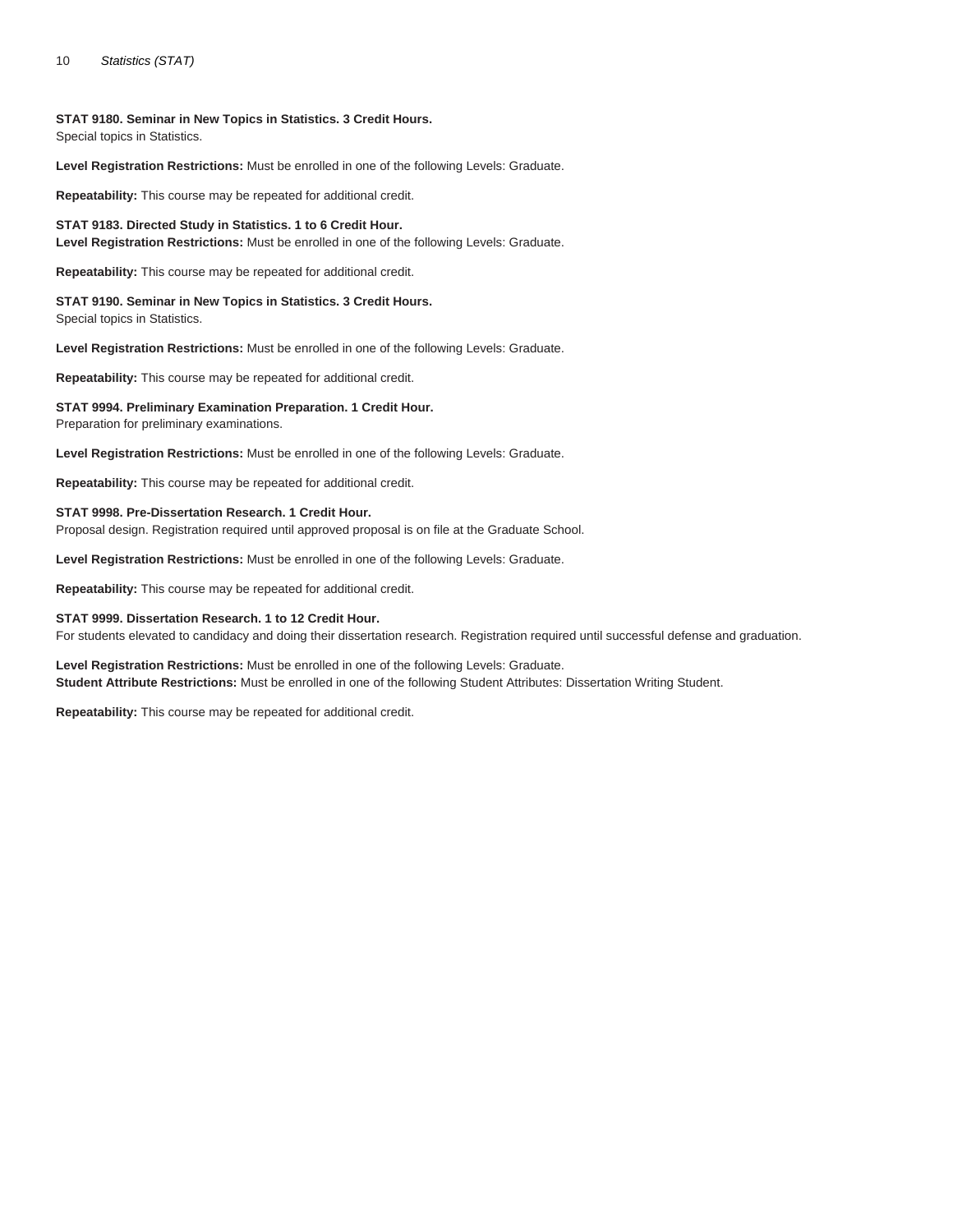**STAT 9180. Seminar in New Topics in Statistics. 3 Credit Hours.**
Special topics in Statistics.

**Level Registration Restrictions:** Must be enrolled in one of the following Levels: Graduate.

**Repeatability:** This course may be repeated for additional credit.

**STAT 9183. Directed Study in Statistics. 1 to 6 Credit Hour.**
**Level Registration Restrictions:** Must be enrolled in one of the following Levels: Graduate.

**Repeatability:** This course may be repeated for additional credit.

**STAT 9190. Seminar in New Topics in Statistics. 3 Credit Hours.**
Special topics in Statistics.

**Level Registration Restrictions:** Must be enrolled in one of the following Levels: Graduate.

**Repeatability:** This course may be repeated for additional credit.

**STAT 9994. Preliminary Examination Preparation. 1 Credit Hour.**
Preparation for preliminary examinations.

**Level Registration Restrictions:** Must be enrolled in one of the following Levels: Graduate.

**Repeatability:** This course may be repeated for additional credit.

**STAT 9998. Pre-Dissertation Research. 1 Credit Hour.**
Proposal design. Registration required until approved proposal is on file at the Graduate School.

**Level Registration Restrictions:** Must be enrolled in one of the following Levels: Graduate.

**Repeatability:** This course may be repeated for additional credit.

**STAT 9999. Dissertation Research. 1 to 12 Credit Hour.**
For students elevated to candidacy and doing their dissertation research. Registration required until successful defense and graduation.

**Level Registration Restrictions:** Must be enrolled in one of the following Levels: Graduate.
**Student Attribute Restrictions:** Must be enrolled in one of the following Student Attributes: Dissertation Writing Student.

**Repeatability:** This course may be repeated for additional credit.